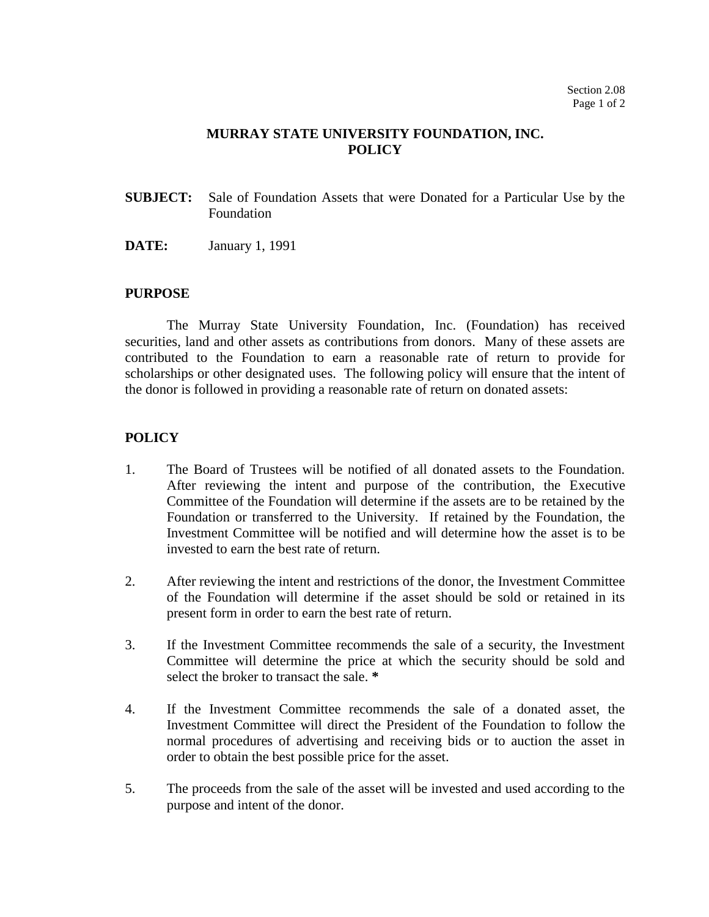# MURRAY STATE UNIVERSITY FOUNDATION, INC.
# POLICY

**SUBJECT:** Sale of Foundation Assets that were Donated for a Particular Use by the Foundation

**DATE:** January 1, 1991

## PURPOSE

The Murray State University Foundation, Inc. (Foundation) has received securities, land and other assets as contributions from donors. Many of these assets are contributed to the Foundation to earn a reasonable rate of return to provide for scholarships or other designated uses. The following policy will ensure that the intent of the donor is followed in providing a reasonable rate of return on donated assets:

## POLICY

1. The Board of Trustees will be notified of all donated assets to the Foundation. After reviewing the intent and purpose of the contribution, the Executive Committee of the Foundation will determine if the assets are to be retained by the Foundation or transferred to the University. If retained by the Foundation, the Investment Committee will be notified and will determine how the asset is to be invested to earn the best rate of return.

2. After reviewing the intent and restrictions of the donor, the Investment Committee of the Foundation will determine if the asset should be sold or retained in its present form in order to earn the best rate of return.

3. If the Investment Committee recommends the sale of a security, the Investment Committee will determine the price at which the security should be sold and select the broker to transact the sale. **\***

4. If the Investment Committee recommends the sale of a donated asset, the Investment Committee will direct the President of the Foundation to follow the normal procedures of advertising and receiving bids or to auction the asset in order to obtain the best possible price for the asset.

5. The proceeds from the sale of the asset will be invested and used according to the purpose and intent of the donor.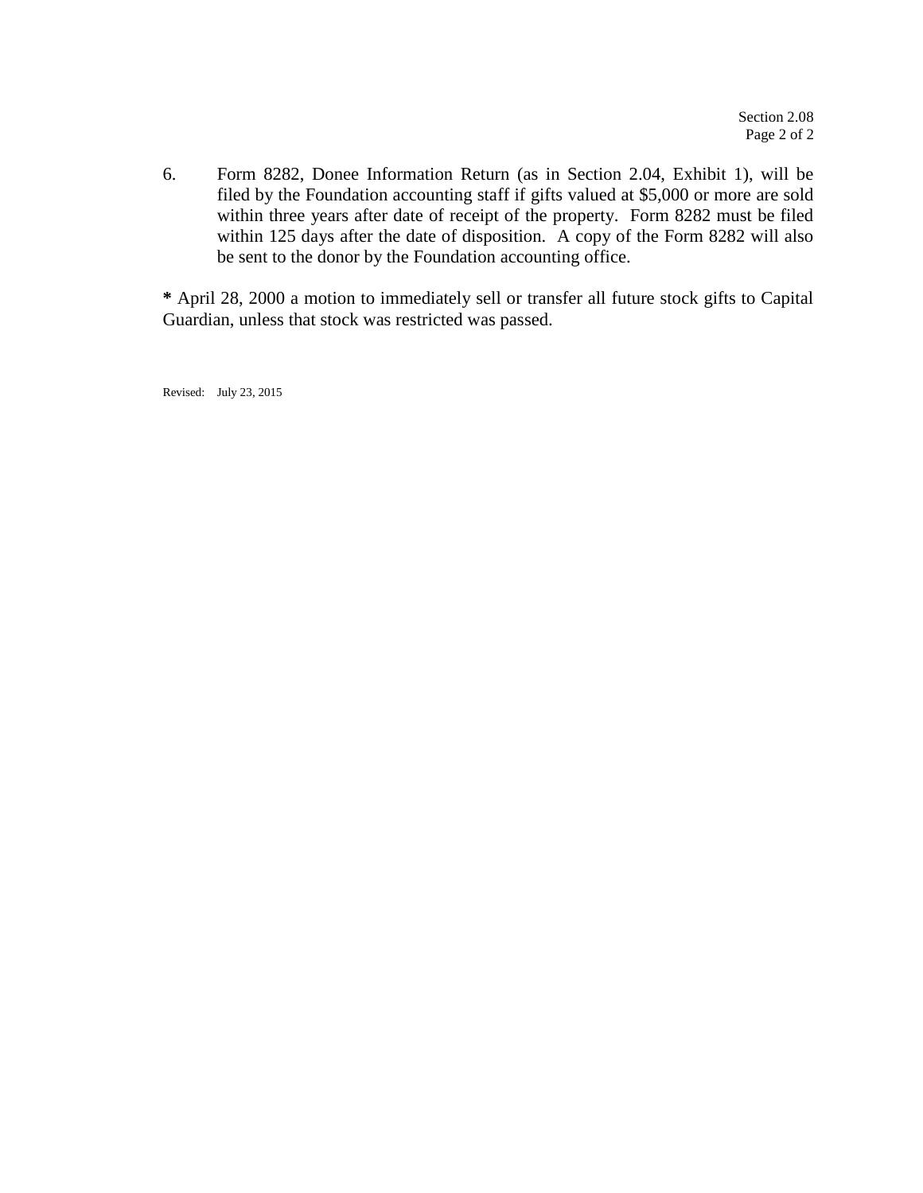6. Form 8282, Donee Information Return (as in Section 2.04, Exhibit 1), will be filed by the Foundation accounting staff if gifts valued at $5,000 or more are sold within three years after date of receipt of the property. Form 8282 must be filed within 125 days after the date of disposition. A copy of the Form 8282 will also be sent to the donor by the Foundation accounting office.

**\*** April 28, 2000 a motion to immediately sell or transfer all future stock gifts to Capital Guardian, unless that stock was restricted was passed.

Revised: July 23, 2015